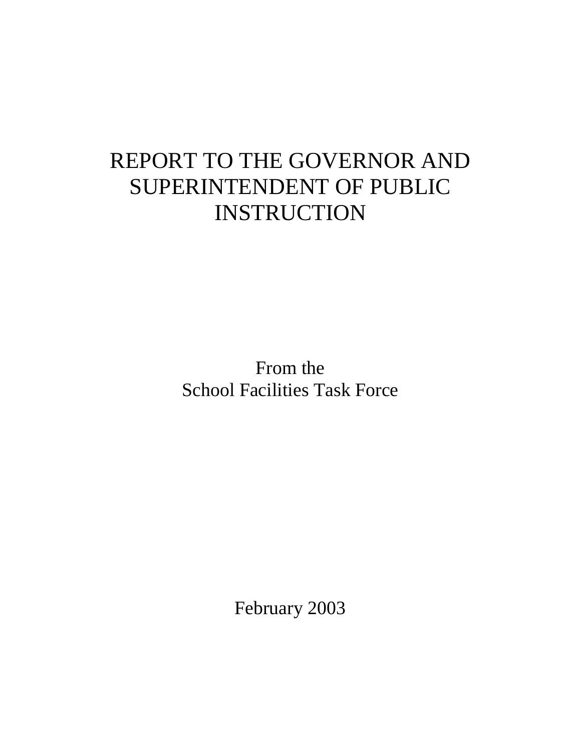# REPORT TO THE GOVERNOR AND SUPERINTENDENT OF PUBLIC INSTRUCTION

From the
School Facilities Task Force

February 2003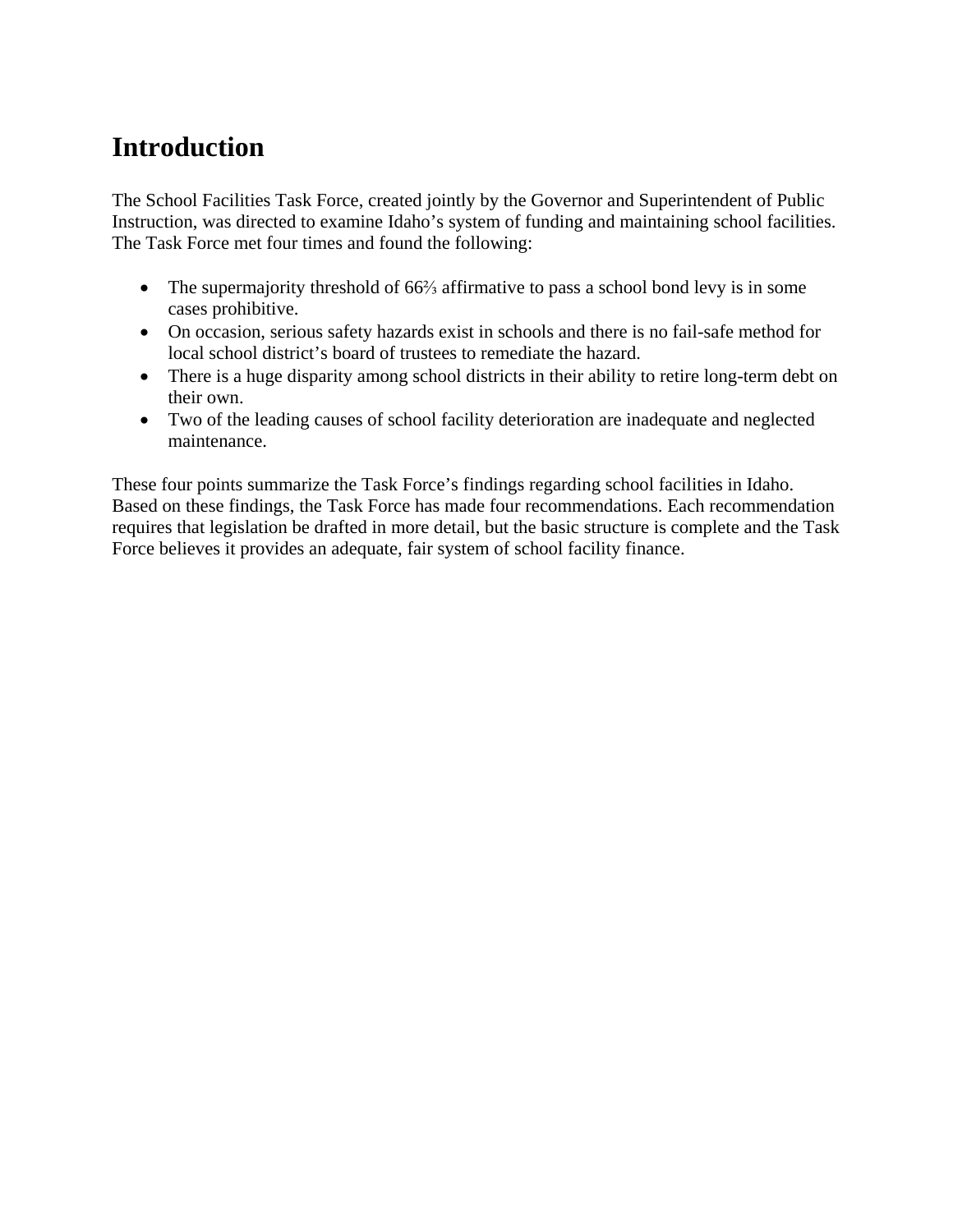# Introduction

The School Facilities Task Force, created jointly by the Governor and Superintendent of Public Instruction, was directed to examine Idaho's system of funding and maintaining school facilities. The Task Force met four times and found the following:

- The supermajority threshold of 66⅔ affirmative to pass a school bond levy is in some cases prohibitive.
- On occasion, serious safety hazards exist in schools and there is no fail-safe method for local school district's board of trustees to remediate the hazard.
- There is a huge disparity among school districts in their ability to retire long-term debt on their own.
- Two of the leading causes of school facility deterioration are inadequate and neglected maintenance.

These four points summarize the Task Force's findings regarding school facilities in Idaho. Based on these findings, the Task Force has made four recommendations. Each recommendation requires that legislation be drafted in more detail, but the basic structure is complete and the Task Force believes it provides an adequate, fair system of school facility finance.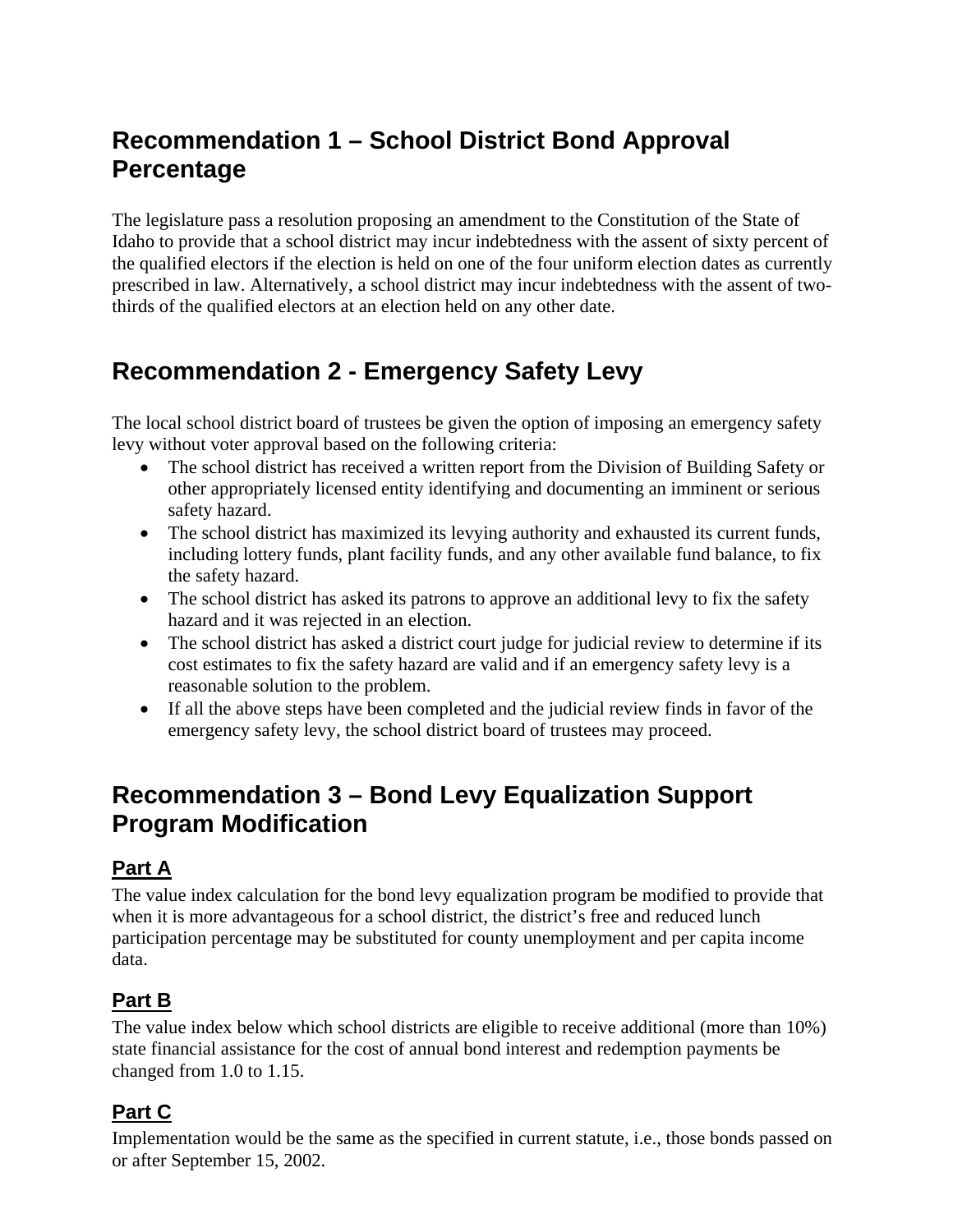## Recommendation 1 – School District Bond Approval Percentage

The legislature pass a resolution proposing an amendment to the Constitution of the State of Idaho to provide that a school district may incur indebtedness with the assent of sixty percent of the qualified electors if the election is held on one of the four uniform election dates as currently prescribed in law. Alternatively, a school district may incur indebtedness with the assent of two-thirds of the qualified electors at an election held on any other date.

## Recommendation 2 - Emergency Safety Levy

The local school district board of trustees be given the option of imposing an emergency safety levy without voter approval based on the following criteria:

- The school district has received a written report from the Division of Building Safety or other appropriately licensed entity identifying and documenting an imminent or serious safety hazard.
- The school district has maximized its levying authority and exhausted its current funds, including lottery funds, plant facility funds, and any other available fund balance, to fix the safety hazard.
- The school district has asked its patrons to approve an additional levy to fix the safety hazard and it was rejected in an election.
- The school district has asked a district court judge for judicial review to determine if its cost estimates to fix the safety hazard are valid and if an emergency safety levy is a reasonable solution to the problem.
- If all the above steps have been completed and the judicial review finds in favor of the emergency safety levy, the school district board of trustees may proceed.

## Recommendation 3 – Bond Levy Equalization Support Program Modification

### Part A

The value index calculation for the bond levy equalization program be modified to provide that when it is more advantageous for a school district, the district's free and reduced lunch participation percentage may be substituted for county unemployment and per capita income data.

### Part B

The value index below which school districts are eligible to receive additional (more than 10%) state financial assistance for the cost of annual bond interest and redemption payments be changed from 1.0 to 1.15.

### Part C

Implementation would be the same as the specified in current statute, i.e., those bonds passed on or after September 15, 2002.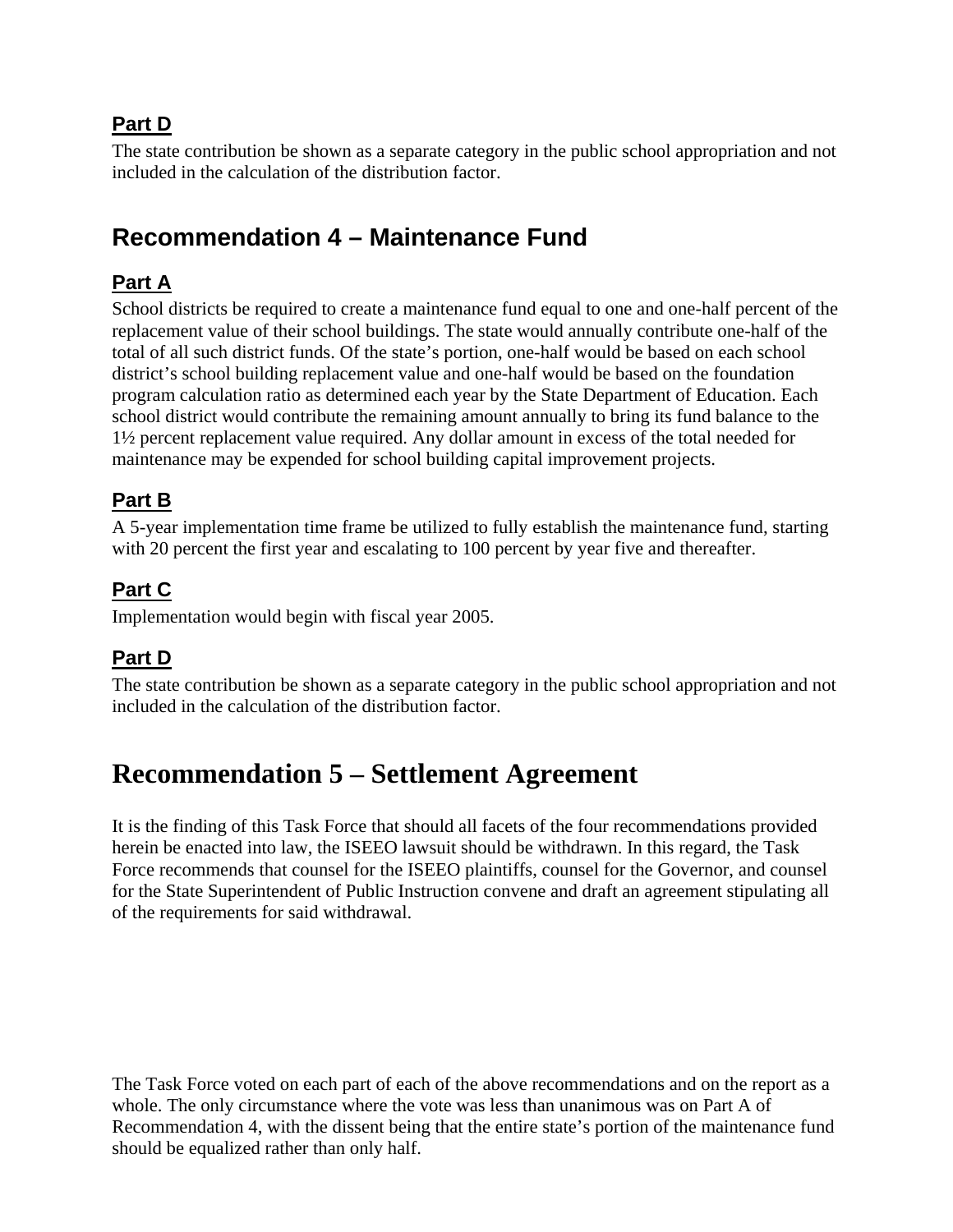### Part D

The state contribution be shown as a separate category in the public school appropriation and not included in the calculation of the distribution factor.

## Recommendation 4 – Maintenance Fund

### Part A

School districts be required to create a maintenance fund equal to one and one-half percent of the replacement value of their school buildings. The state would annually contribute one-half of the total of all such district funds. Of the state's portion, one-half would be based on each school district's school building replacement value and one-half would be based on the foundation program calculation ratio as determined each year by the State Department of Education. Each school district would contribute the remaining amount annually to bring its fund balance to the 1½ percent replacement value required. Any dollar amount in excess of the total needed for maintenance may be expended for school building capital improvement projects.

### Part B

A 5-year implementation time frame be utilized to fully establish the maintenance fund, starting with 20 percent the first year and escalating to 100 percent by year five and thereafter.

### Part C

Implementation would begin with fiscal year 2005.

### Part D

The state contribution be shown as a separate category in the public school appropriation and not included in the calculation of the distribution factor.

# Recommendation 5 – Settlement Agreement

It is the finding of this Task Force that should all facets of the four recommendations provided herein be enacted into law, the ISEEO lawsuit should be withdrawn. In this regard, the Task Force recommends that counsel for the ISEEO plaintiffs, counsel for the Governor, and counsel for the State Superintendent of Public Instruction convene and draft an agreement stipulating all of the requirements for said withdrawal.

The Task Force voted on each part of each of the above recommendations and on the report as a whole. The only circumstance where the vote was less than unanimous was on Part A of Recommendation 4, with the dissent being that the entire state's portion of the maintenance fund should be equalized rather than only half.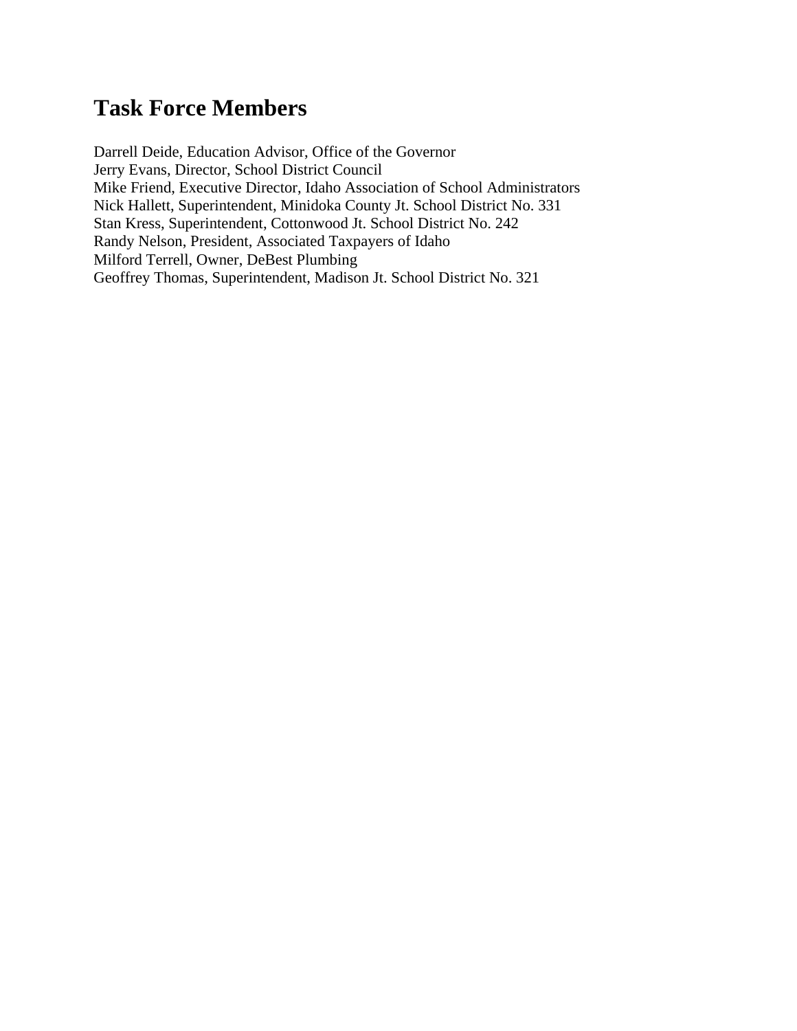## Task Force Members

Darrell Deide, Education Advisor, Office of the Governor
Jerry Evans, Director, School District Council
Mike Friend, Executive Director, Idaho Association of School Administrators
Nick Hallett, Superintendent, Minidoka County Jt. School District No. 331
Stan Kress, Superintendent, Cottonwood Jt. School District No. 242
Randy Nelson, President, Associated Taxpayers of Idaho
Milford Terrell, Owner, DeBest Plumbing
Geoffrey Thomas, Superintendent, Madison Jt. School District No. 321